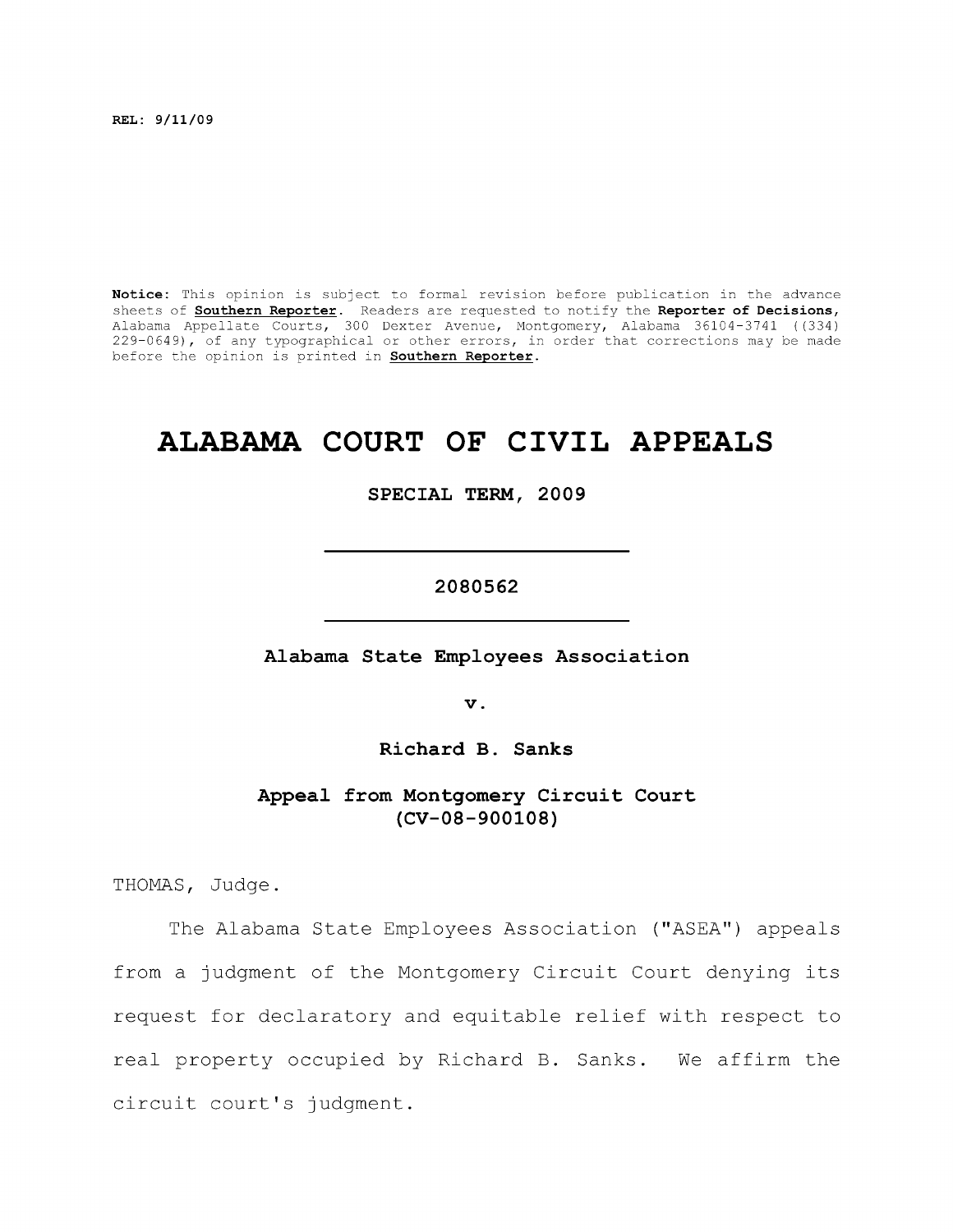REL: 9/11/09

**Notice**: This opinion is subject to formal revision before publication in the advance sheets of **Southern Reporter**. Readers are requested to notify the **Reporter of Decisions**, Alabama Appellate Courts, 300 Dexter Avenue, Montgomery, Alabama 36104-3741 ((334) 229-0649), of any typographical or other errors, in order that corrections may be made before the opinion is printed in **Southern Reporter**.

# ALABAMA COURT OF CIVIL APPEALS

**SPECIAL TERM, 2009**

---

**2080562**

---

**Alabama State Employees Association**

**v.**

**Richard B. Sanks**

**Appeal from Montgomery Circuit Court**
**(CV-08-900108)**

THOMAS, Judge.

The Alabama State Employees Association ("ASEA") appeals from a judgment of the Montgomery Circuit Court denying its request for declaratory and equitable relief with respect to real property occupied by Richard B. Sanks. We affirm the circuit court's judgment.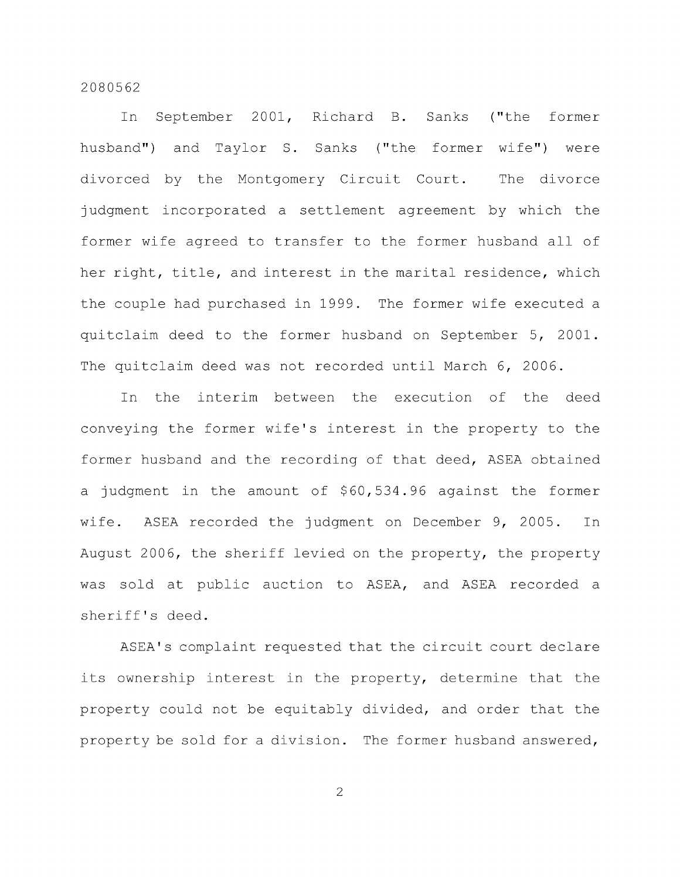2080562

In September 2001, Richard B. Sanks ("the former husband") and Taylor S. Sanks ("the former wife") were divorced by the Montgomery Circuit Court. The divorce judgment incorporated a settlement agreement by which the former wife agreed to transfer to the former husband all of her right, title, and interest in the marital residence, which the couple had purchased in 1999. The former wife executed a quitclaim deed to the former husband on September 5, 2001. The quitclaim deed was not recorded until March 6, 2006.

In the interim between the execution of the deed conveying the former wife's interest in the property to the former husband and the recording of that deed, ASEA obtained a judgment in the amount of $60,534.96 against the former wife. ASEA recorded the judgment on December 9, 2005. In August 2006, the sheriff levied on the property, the property was sold at public auction to ASEA, and ASEA recorded a sheriff's deed.

ASEA's complaint requested that the circuit court declare its ownership interest in the property, determine that the property could not be equitably divided, and order that the property be sold for a division. The former husband answered,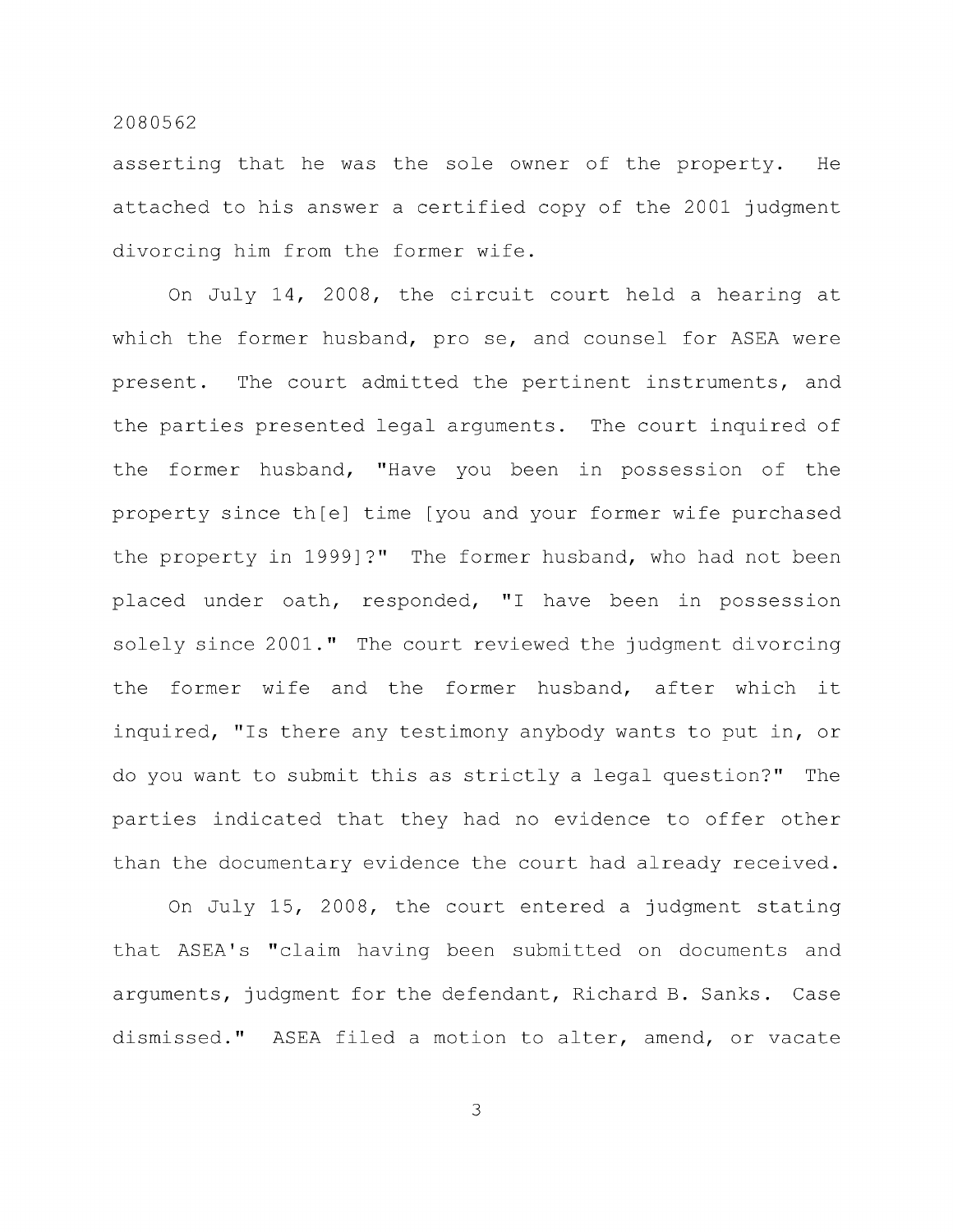asserting that he was the sole owner of the property. He attached to his answer a certified copy of the 2001 judgment divorcing him from the former wife.

On July 14, 2008, the circuit court held a hearing at which the former husband, pro se, and counsel for ASEA were present. The court admitted the pertinent instruments, and the parties presented legal arguments. The court inquired of the former husband, "Have you been in possession of the property since th[e] time [you and your former wife purchased the property in 1999]?" The former husband, who had not been placed under oath, responded, "I have been in possession solely since 2001." The court reviewed the judgment divorcing the former wife and the former husband, after which it inquired, "Is there any testimony anybody wants to put in, or do you want to submit this as strictly a legal question?" The parties indicated that they had no evidence to offer other than the documentary evidence the court had already received.

On July 15, 2008, the court entered a judgment stating that ASEA's "claim having been submitted on documents and arguments, judgment for the defendant, Richard B. Sanks. Case dismissed." ASEA filed a motion to alter, amend, or vacate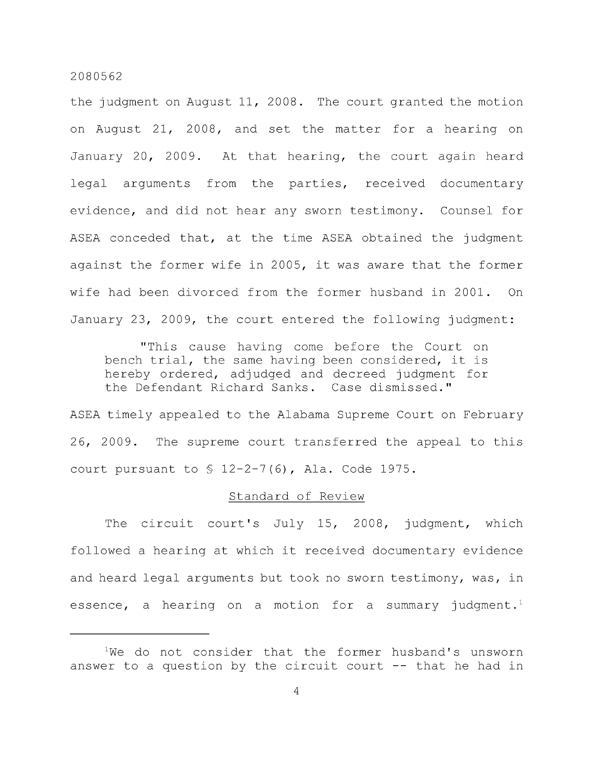the judgment on August 11, 2008. The court granted the motion on August 21, 2008, and set the matter for a hearing on January 20, 2009. At that hearing, the court again heard legal arguments from the parties, received documentary evidence, and did not hear any sworn testimony. Counsel for ASEA conceded that, at the time ASEA obtained the judgment against the former wife in 2005, it was aware that the former wife had been divorced from the former husband in 2001. On January 23, 2009, the court entered the following judgment:

> "This cause having come before the Court on bench trial, the same having been considered, it is hereby ordered, adjudged and decreed judgment for the Defendant Richard Sanks. Case dismissed."

ASEA timely appealed to the Alabama Supreme Court on February 26, 2009. The supreme court transferred the appeal to this court pursuant to § 12-2-7(6), Ala. Code 1975.

## Standard of Review

The circuit court's July 15, 2008, judgment, which followed a hearing at which it received documentary evidence and heard legal arguments but took no sworn testimony, was, in essence, a hearing on a motion for a summary judgment.[1]

---

[1]We do not consider that the former husband's unsworn answer to a question by the circuit court -- that he had in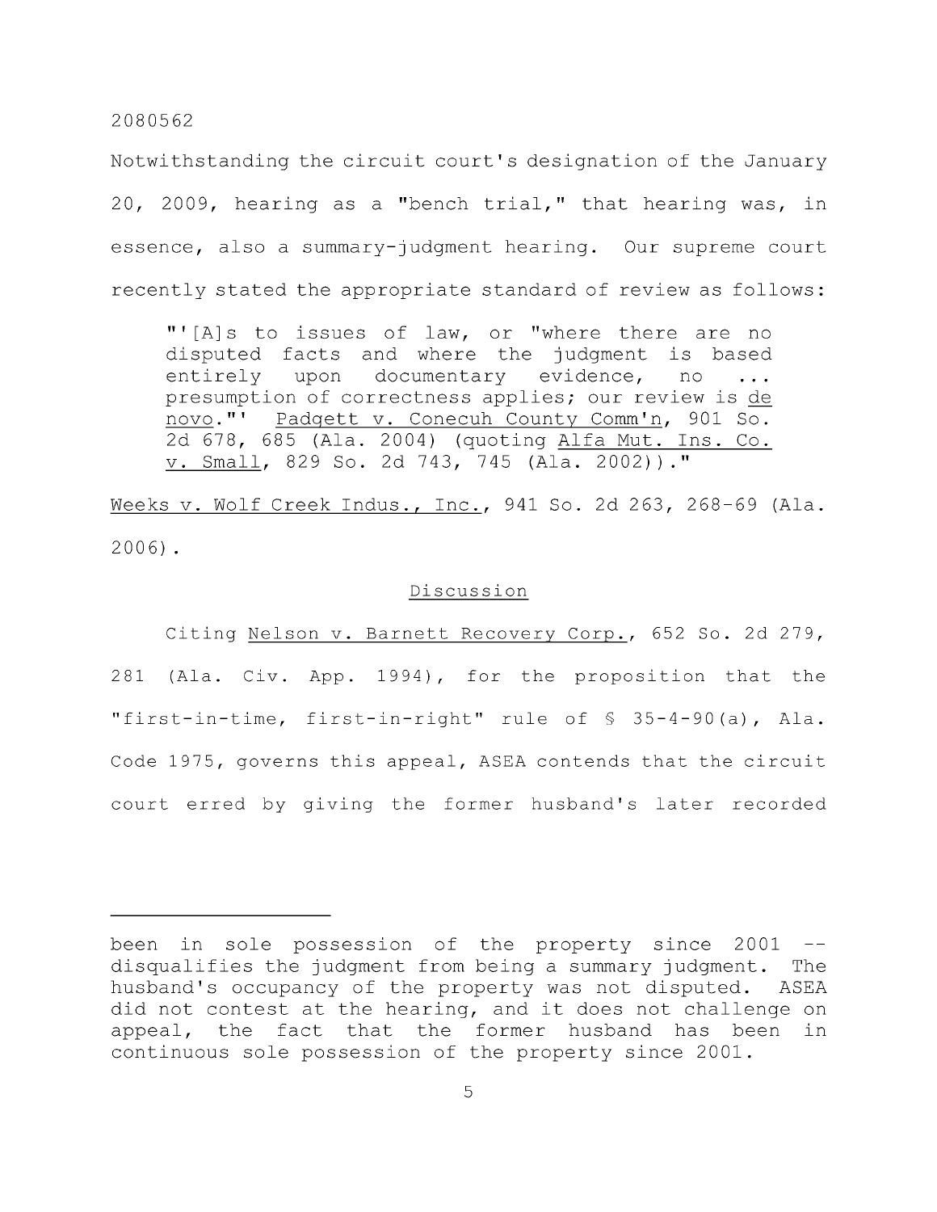Notwithstanding the circuit court's designation of the January 20, 2009, hearing as a "bench trial," that hearing was, in essence, also a summary-judgment hearing. Our supreme court recently stated the appropriate standard of review as follows:

> "'[A]s to issues of law, or "where there are no disputed facts and where the judgment is based entirely upon documentary evidence, no ... presumption of correctness applies; our review is <u>de novo</u>."' <u>Padgett v. Conecuh County Comm'n</u>, 901 So. 2d 678, 685 (Ala. 2004) (quoting <u>Alfa Mut. Ins. Co. v. Small</u>, 829 So. 2d 743, 745 (Ala. 2002))."

<u>Weeks v. Wolf Creek Indus., Inc.</u>, 941 So. 2d 263, 268-69 (Ala. 2006).

## Discussion

Citing <u>Nelson v. Barnett Recovery Corp.</u>, 652 So. 2d 279, 281 (Ala. Civ. App. 1994), for the proposition that the "first-in-time, first-in-right" rule of § 35-4-90(a), Ala. Code 1975, governs this appeal, ASEA contends that the circuit court erred by giving the former husband's later recorded

---

been in sole possession of the property since 2001 -- disqualifies the judgment from being a summary judgment. The husband's occupancy of the property was not disputed. ASEA did not contest at the hearing, and it does not challenge on appeal, the fact that the former husband has been in continuous sole possession of the property since 2001.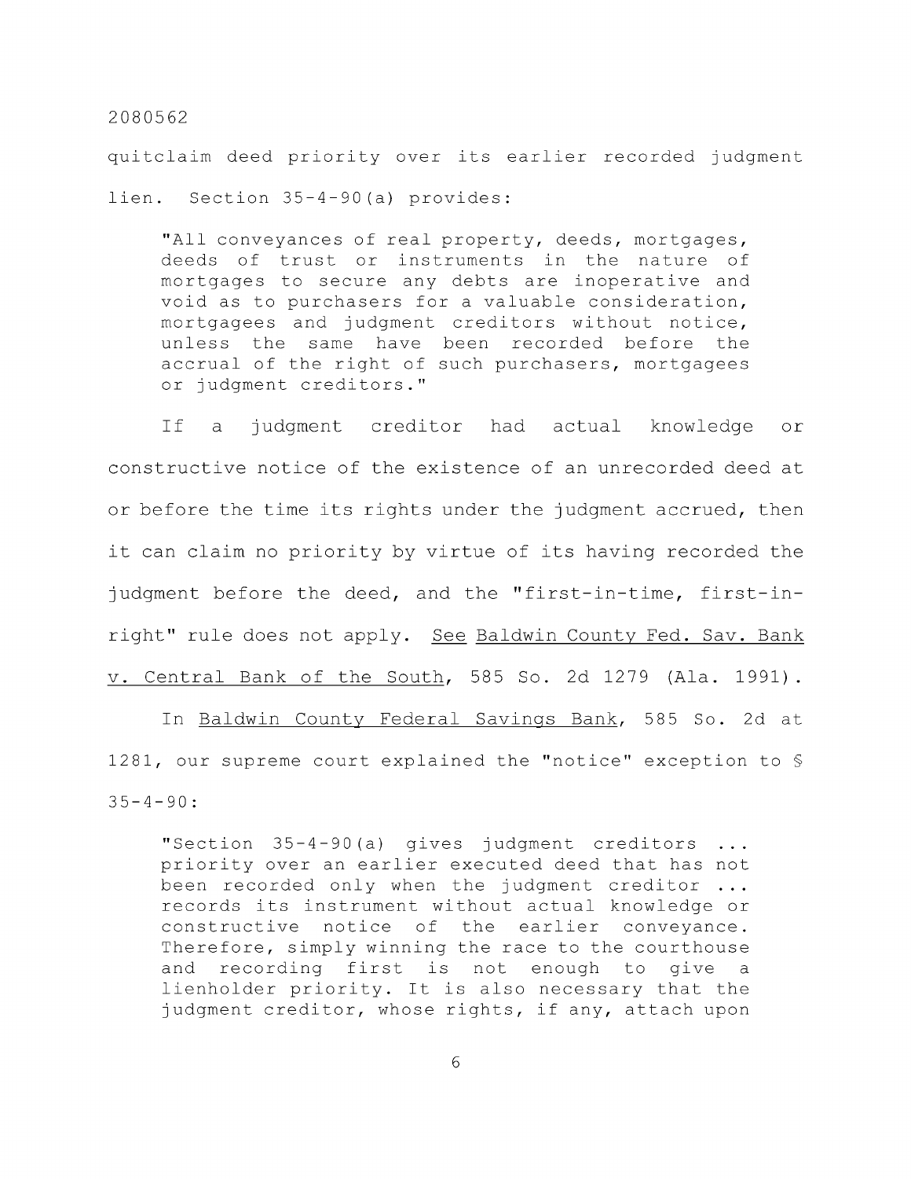quitclaim deed priority over its earlier recorded judgment lien. Section 35-4-90(a) provides:

> "All conveyances of real property, deeds, mortgages, deeds of trust or instruments in the nature of mortgages to secure any debts are inoperative and void as to purchasers for a valuable consideration, mortgagees and judgment creditors without notice, unless the same have been recorded before the accrual of the right of such purchasers, mortgagees or judgment creditors."

If a judgment creditor had actual knowledge or constructive notice of the existence of an unrecorded deed at or before the time its rights under the judgment accrued, then it can claim no priority by virtue of its having recorded the judgment before the deed, and the "first-in-time, first-in-right" rule does not apply. See Baldwin County Fed. Sav. Bank v. Central Bank of the South, 585 So. 2d 1279 (Ala. 1991).

In Baldwin County Federal Savings Bank, 585 So. 2d at 1281, our supreme court explained the "notice" exception to § 35-4-90:

> "Section 35-4-90(a) gives judgment creditors ... priority over an earlier executed deed that has not been recorded only when the judgment creditor ... records its instrument without actual knowledge or constructive notice of the earlier conveyance. Therefore, simply winning the race to the courthouse and recording first is not enough to give a lienholder priority. It is also necessary that the judgment creditor, whose rights, if any, attach upon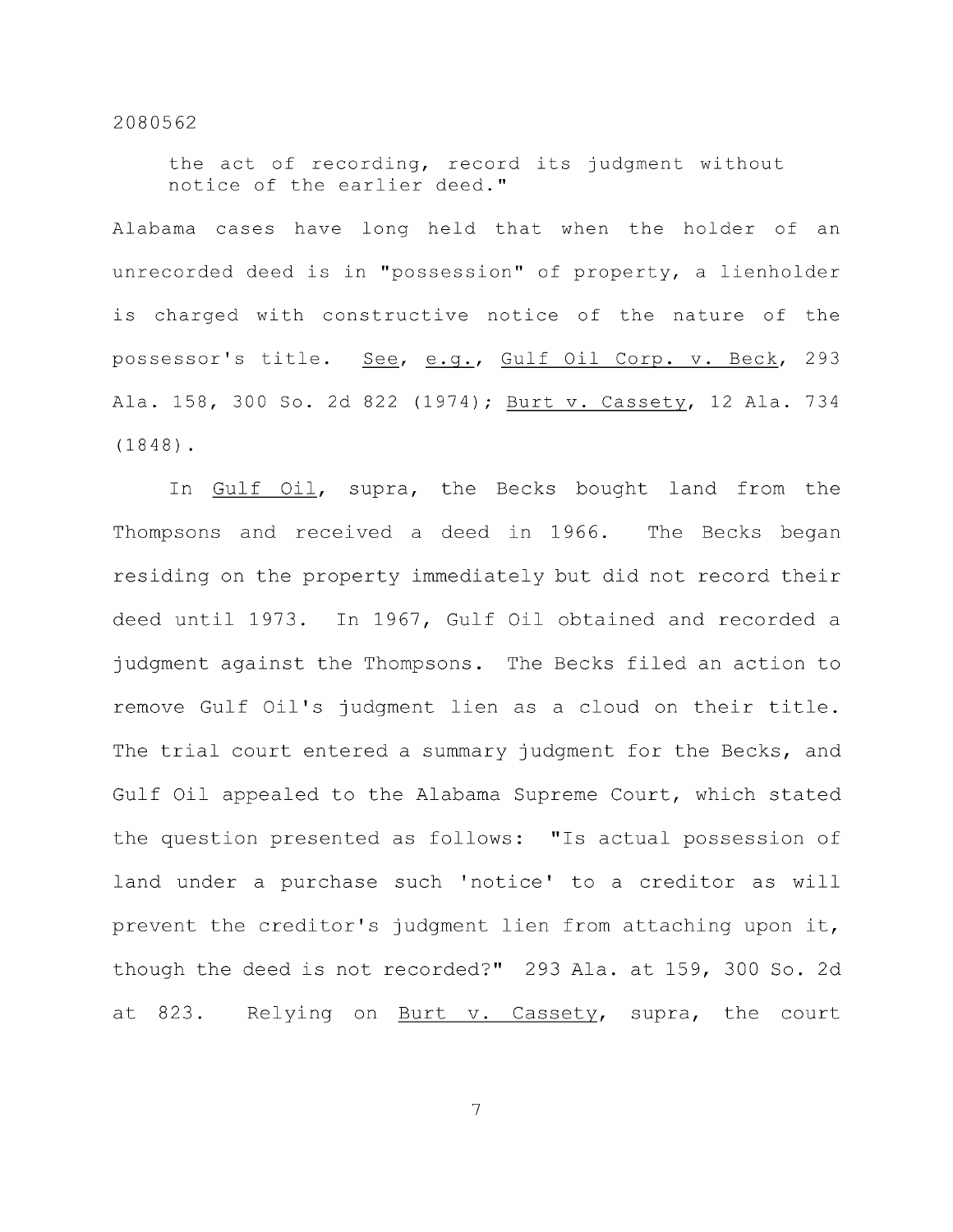the act of recording, record its judgment without notice of the earlier deed."

Alabama cases have long held that when the holder of an unrecorded deed is in "possession" of property, a lienholder is charged with constructive notice of the nature of the possessor's title. See, e.g., Gulf Oil Corp. v. Beck, 293 Ala. 158, 300 So. 2d 822 (1974); Burt v. Cassety, 12 Ala. 734 (1848).

In Gulf Oil, supra, the Becks bought land from the Thompsons and received a deed in 1966. The Becks began residing on the property immediately but did not record their deed until 1973. In 1967, Gulf Oil obtained and recorded a judgment against the Thompsons. The Becks filed an action to remove Gulf Oil's judgment lien as a cloud on their title. The trial court entered a summary judgment for the Becks, and Gulf Oil appealed to the Alabama Supreme Court, which stated the question presented as follows: "Is actual possession of land under a purchase such 'notice' to a creditor as will prevent the creditor's judgment lien from attaching upon it, though the deed is not recorded?" 293 Ala. at 159, 300 So. 2d at 823. Relying on Burt v. Cassety, supra, the court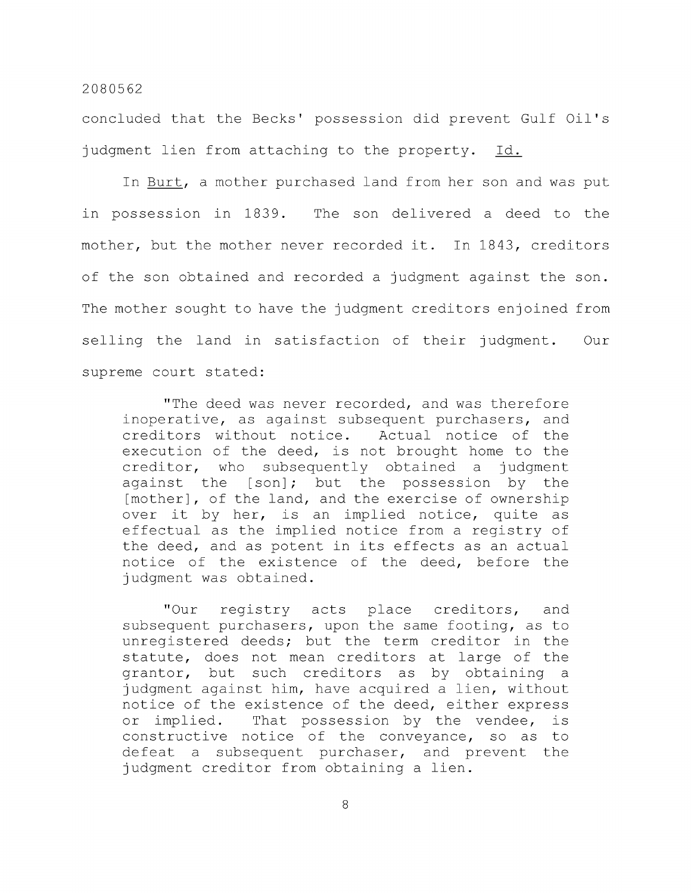concluded that the Becks' possession did prevent Gulf Oil's judgment lien from attaching to the property. Id.

In Burt, a mother purchased land from her son and was put in possession in 1839. The son delivered a deed to the mother, but the mother never recorded it. In 1843, creditors of the son obtained and recorded a judgment against the son. The mother sought to have the judgment creditors enjoined from selling the land in satisfaction of their judgment. Our supreme court stated:

> "The deed was never recorded, and was therefore inoperative, as against subsequent purchasers, and creditors without notice. Actual notice of the execution of the deed, is not brought home to the creditor, who subsequently obtained a judgment against the [son]; but the possession by the [mother], of the land, and the exercise of ownership over it by her, is an implied notice, quite as effectual as the implied notice from a registry of the deed, and as potent in its effects as an actual notice of the existence of the deed, before the judgment was obtained.
>
> "Our registry acts place creditors, and subsequent purchasers, upon the same footing, as to unregistered deeds; but the term creditor in the statute, does not mean creditors at large of the grantor, but such creditors as by obtaining a judgment against him, have acquired a lien, without notice of the existence of the deed, either express or implied. That possession by the vendee, is constructive notice of the conveyance, so as to defeat a subsequent purchaser, and prevent the judgment creditor from obtaining a lien.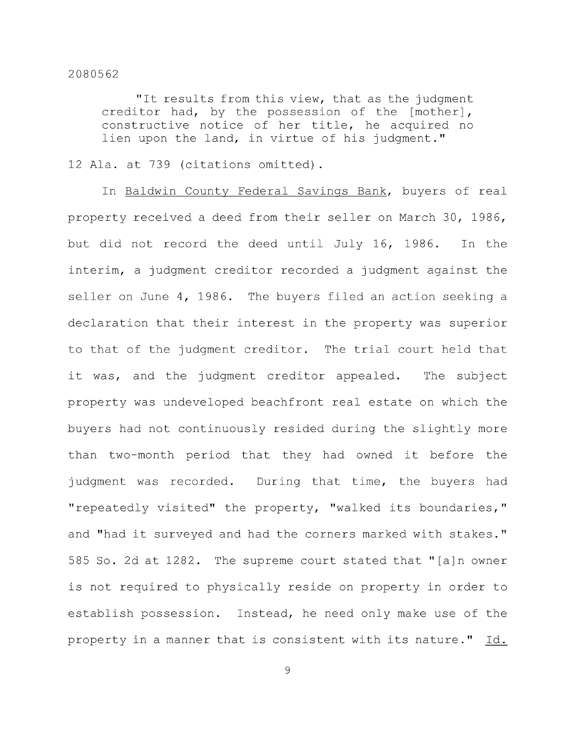> "It results from this view, that as the judgment creditor had, by the possession of the [mother], constructive notice of her title, he acquired no lien upon the land, in virtue of his judgment."

12 Ala. at 739 (citations omitted).

In Baldwin County Federal Savings Bank, buyers of real property received a deed from their seller on March 30, 1986, but did not record the deed until July 16, 1986. In the interim, a judgment creditor recorded a judgment against the seller on June 4, 1986. The buyers filed an action seeking a declaration that their interest in the property was superior to that of the judgment creditor. The trial court held that it was, and the judgment creditor appealed. The subject property was undeveloped beachfront real estate on which the buyers had not continuously resided during the slightly more than two-month period that they had owned it before the judgment was recorded. During that time, the buyers had "repeatedly visited" the property, "walked its boundaries," and "had it surveyed and had the corners marked with stakes." 585 So. 2d at 1282. The supreme court stated that "[a]n owner is not required to physically reside on property in order to establish possession. Instead, he need only make use of the property in a manner that is consistent with its nature." Id.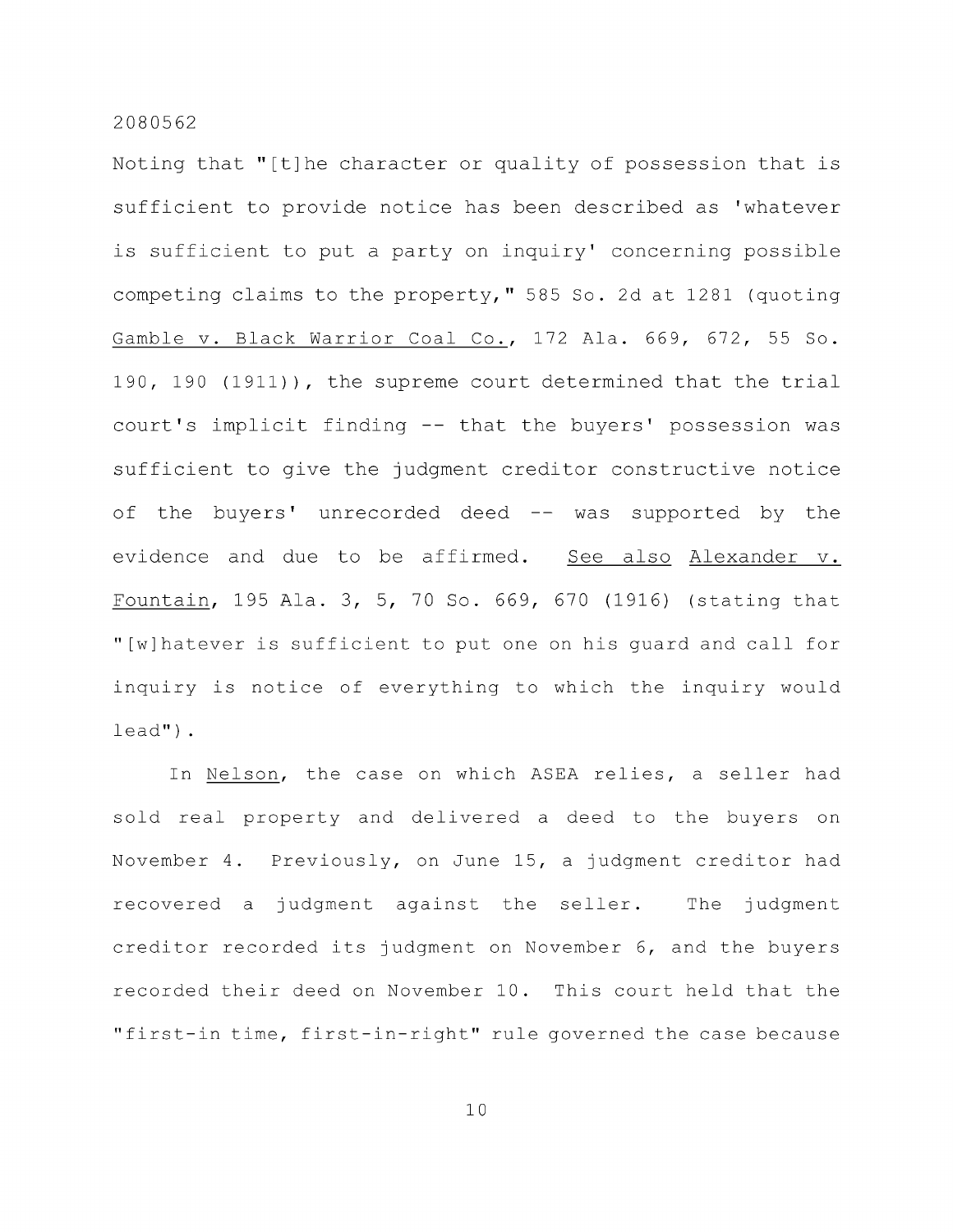Noting that "[t]he character or quality of possession that is sufficient to provide notice has been described as 'whatever is sufficient to put a party on inquiry' concerning possible competing claims to the property," 585 So. 2d at 1281 (quoting Gamble v. Black Warrior Coal Co., 172 Ala. 669, 672, 55 So. 190, 190 (1911)), the supreme court determined that the trial court's implicit finding -- that the buyers' possession was sufficient to give the judgment creditor constructive notice of the buyers' unrecorded deed -- was supported by the evidence and due to be affirmed. See also Alexander v. Fountain, 195 Ala. 3, 5, 70 So. 669, 670 (1916) (stating that "[w]hatever is sufficient to put one on his guard and call for inquiry is notice of everything to which the inquiry would lead").

In Nelson, the case on which ASEA relies, a seller had sold real property and delivered a deed to the buyers on November 4. Previously, on June 15, a judgment creditor had recovered a judgment against the seller. The judgment creditor recorded its judgment on November 6, and the buyers recorded their deed on November 10. This court held that the "first-in time, first-in-right" rule governed the case because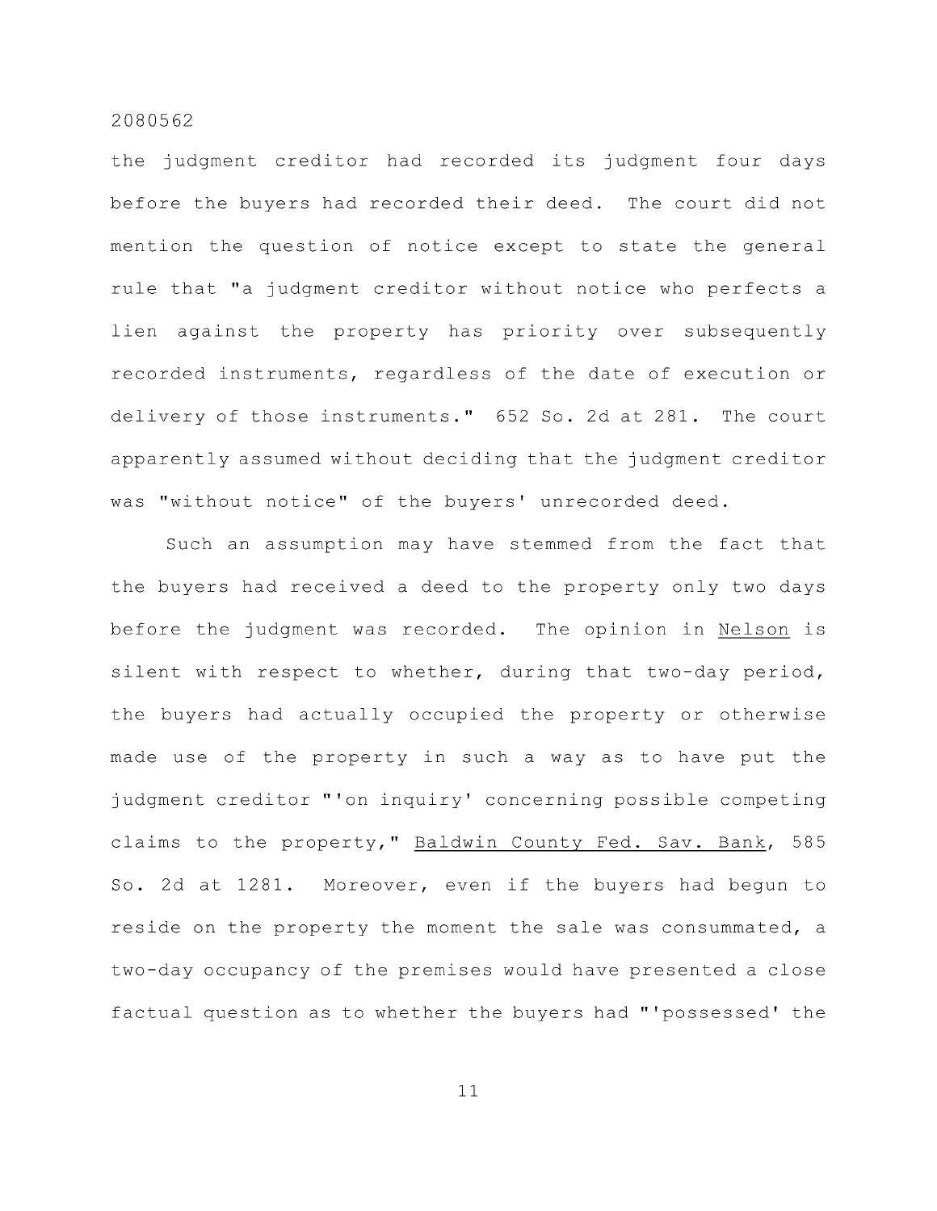the judgment creditor had recorded its judgment four days before the buyers had recorded their deed. The court did not mention the question of notice except to state the general rule that "a judgment creditor without notice who perfects a lien against the property has priority over subsequently recorded instruments, regardless of the date of execution or delivery of those instruments." 652 So. 2d at 281. The court apparently assumed without deciding that the judgment creditor was "without notice" of the buyers' unrecorded deed.

Such an assumption may have stemmed from the fact that the buyers had received a deed to the property only two days before the judgment was recorded. The opinion in Nelson is silent with respect to whether, during that two-day period, the buyers had actually occupied the property or otherwise made use of the property in such a way as to have put the judgment creditor "'on inquiry' concerning possible competing claims to the property," Baldwin County Fed. Sav. Bank, 585 So. 2d at 1281. Moreover, even if the buyers had begun to reside on the property the moment the sale was consummated, a two-day occupancy of the premises would have presented a close factual question as to whether the buyers had "'possessed' the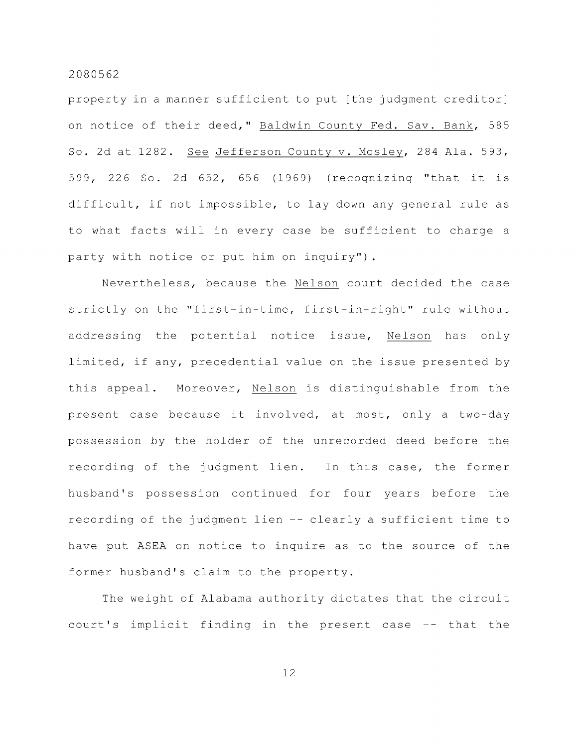property in a manner sufficient to put [the judgment creditor] on notice of their deed," Baldwin County Fed. Sav. Bank, 585 So. 2d at 1282. See Jefferson County v. Mosley, 284 Ala. 593, 599, 226 So. 2d 652, 656 (1969) (recognizing "that it is difficult, if not impossible, to lay down any general rule as to what facts will in every case be sufficient to charge a party with notice or put him on inquiry").

Nevertheless, because the Nelson court decided the case strictly on the "first-in-time, first-in-right" rule without addressing the potential notice issue, Nelson has only limited, if any, precedential value on the issue presented by this appeal. Moreover, Nelson is distinguishable from the present case because it involved, at most, only a two-day possession by the holder of the unrecorded deed before the recording of the judgment lien. In this case, the former husband's possession continued for four years before the recording of the judgment lien -- clearly a sufficient time to have put ASEA on notice to inquire as to the source of the former husband's claim to the property.

The weight of Alabama authority dictates that the circuit court's implicit finding in the present case -- that the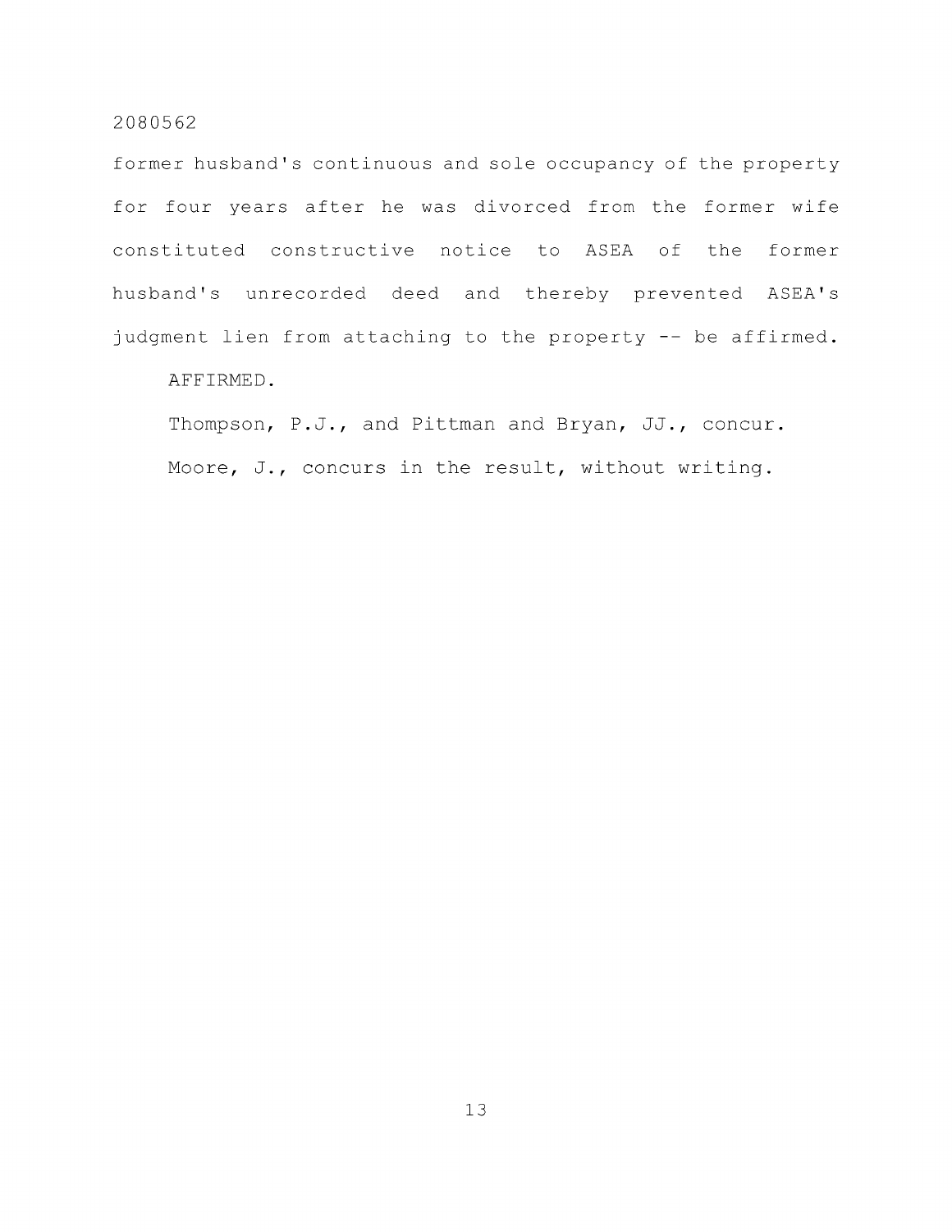former husband's continuous and sole occupancy of the property for four years after he was divorced from the former wife constituted constructive notice to ASEA of the former husband's unrecorded deed and thereby prevented ASEA's judgment lien from attaching to the property -- be affirmed.

AFFIRMED.

Thompson, P.J., and Pittman and Bryan, JJ., concur.

Moore, J., concurs in the result, without writing.